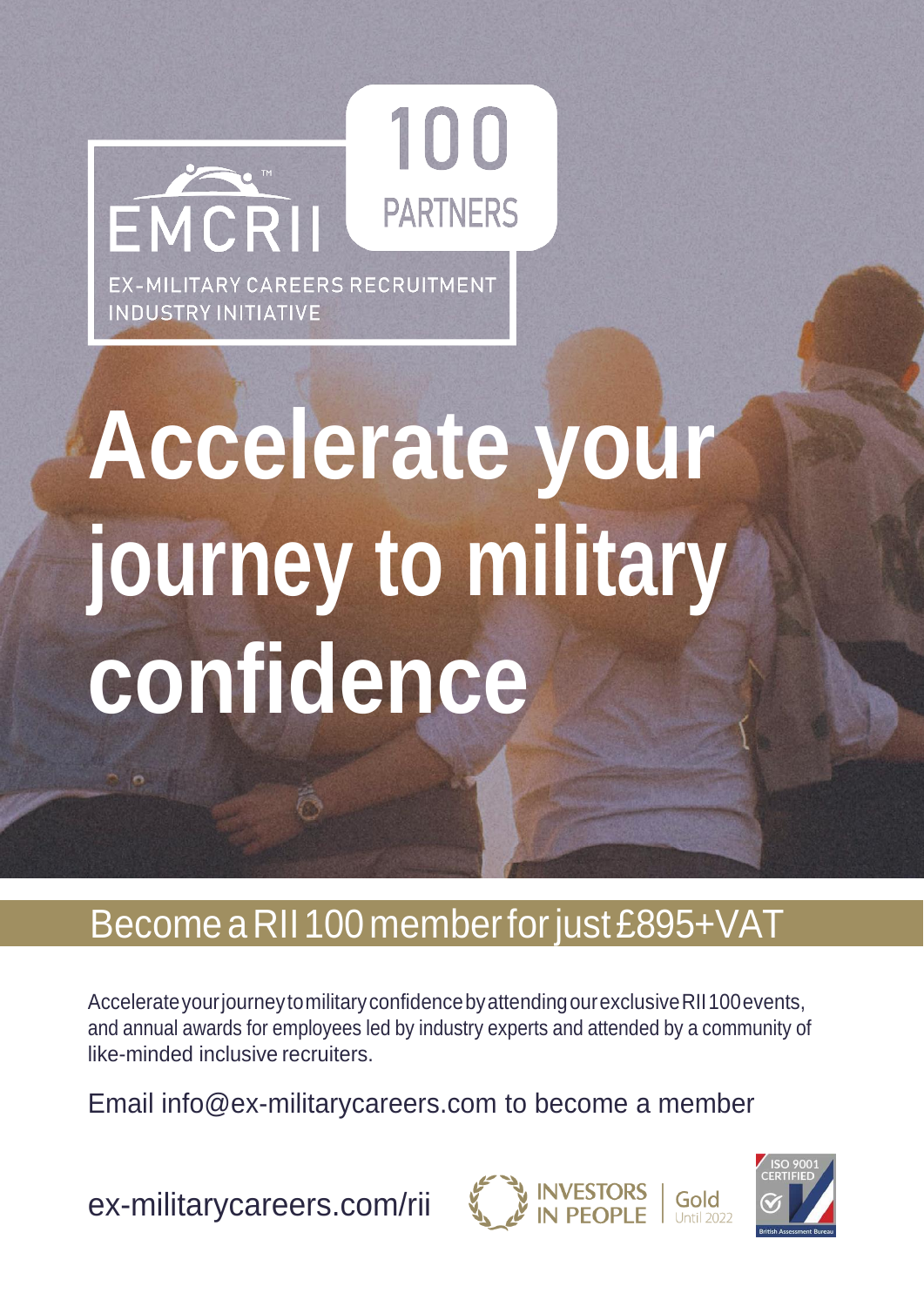EMCRII™

100 PARTNERS

EX-MILITARY CAREERS RECRUITMENT INDUSTRY INITIATIVE

# Accelerate your journey to military confidence

## Become a RII 100 member for just £895+VAT

Accelerate your journey to military confidence by attending our exclusive RII 100 events, and annual awards for employees led by industry experts and attended by a community of like-minded inclusive recruiters.

Email info@ex-militarycareers.com to become a member

ex-militarycareers.com/rii

INVESTORS IN PEOPLE | Gold Until 2022

ISO 9001 CERTIFIED British Assessment Bureau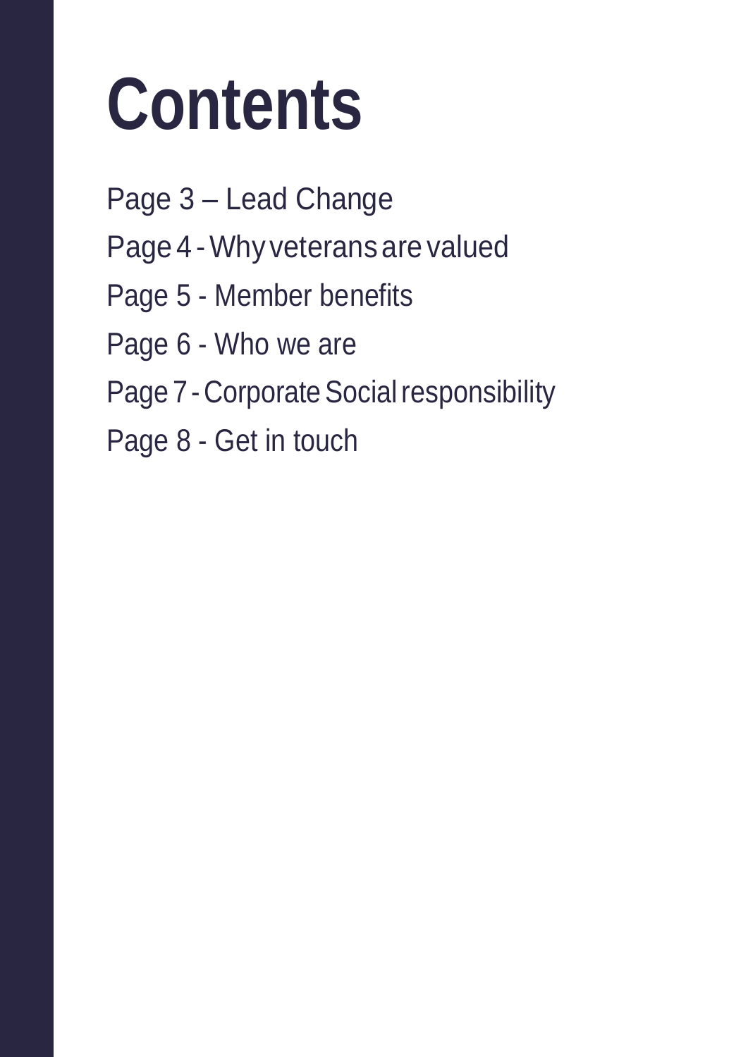# Contents

Page 3 – Lead Change

Page 4 - Why veterans are valued

Page 5 - Member benefits

Page 6 - Who we are

Page 7 - Corporate Social responsibility

Page 8 - Get in touch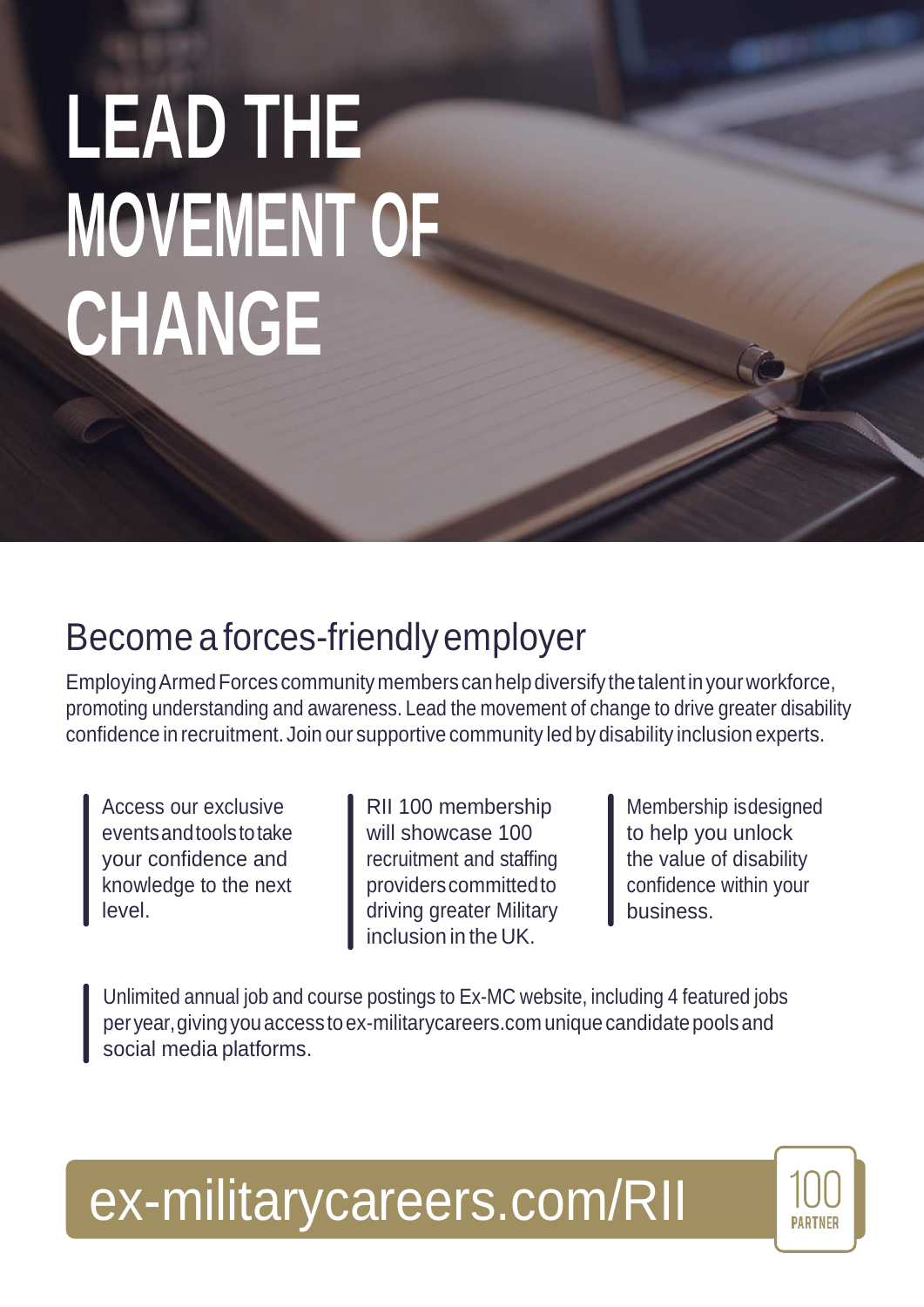# LEAD THE MOVEMENT OF CHANGE

## Become a forces-friendly employer

Employing Armed Forces community members can help diversify the talent in your workforce, promoting understanding and awareness. Lead the movement of change to drive greater disability confidence in recruitment. Join our supportive community led by disability inclusion experts.

Access our exclusive events and tools to take your confidence and knowledge to the next level.

RII 100 membership will showcase 100 recruitment and staffing providers committed to driving greater Military inclusion in the UK.

Membership is designed to help you unlock the value of disability confidence within your business.

Unlimited annual job and course postings to Ex-MC website, including 4 featured jobs per year, giving you access to ex-militarycareers.com unique candidate pools and social media platforms.

ex-militarycareers.com/RII

100 PARTNER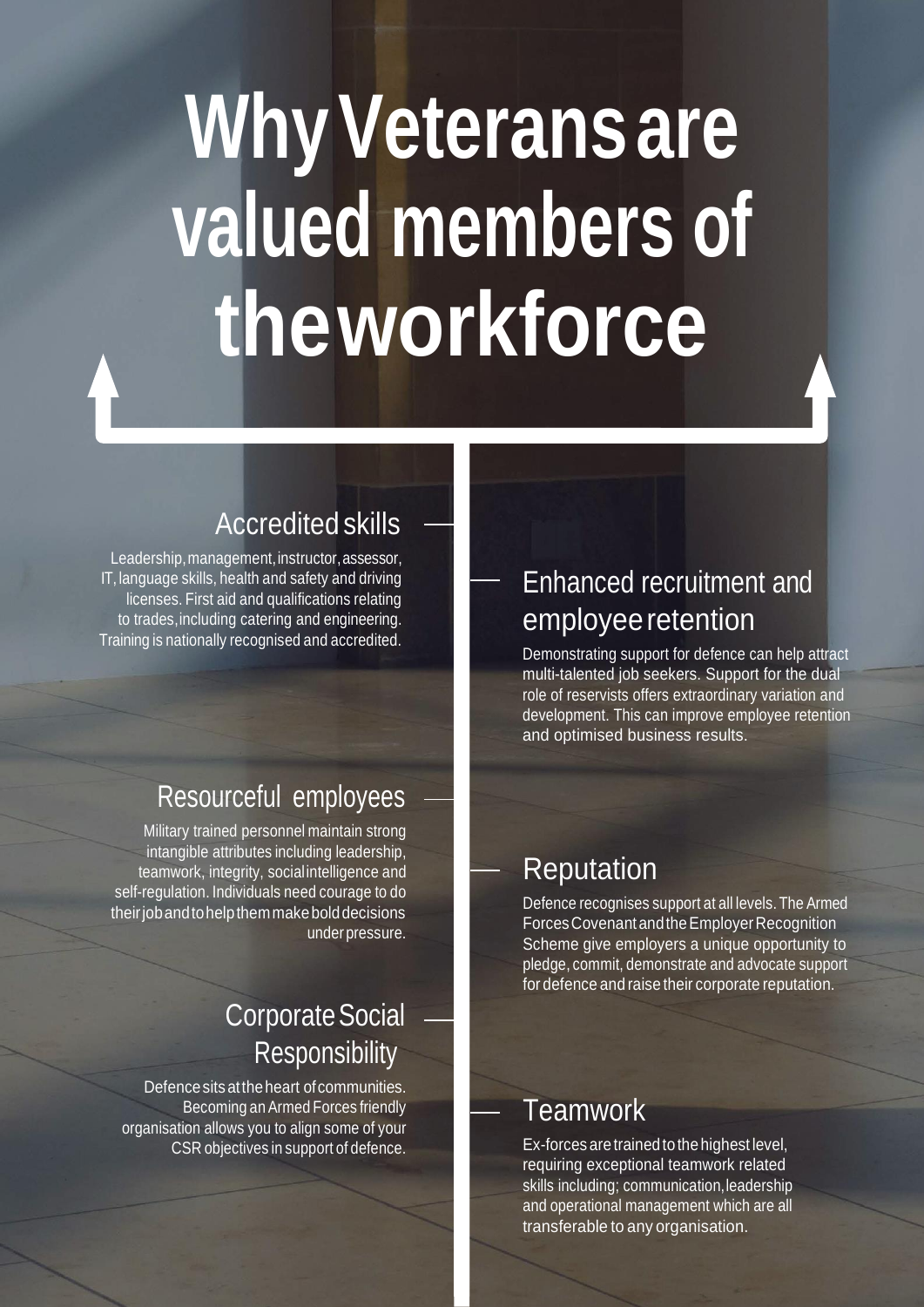# Why Veterans are valued members of the workforce

## Accredited skills

Leadership, management, instructor, assessor, IT, language skills, health and safety and driving licenses. First aid and qualifications relating to trades, including catering and engineering. Training is nationally recognised and accredited.

## Resourceful employees

Military trained personnel maintain strong intangible attributes including leadership, teamwork, integrity, social intelligence and self-regulation. Individuals need courage to do their job and to help them make bold decisions under pressure.

## Corporate Social Responsibility

Defence sits at the heart of communities. Becoming an Armed Forces friendly organisation allows you to align some of your CSR objectives in support of defence.

## Enhanced recruitment and employee retention

Demonstrating support for defence can help attract multi-talented job seekers. Support for the dual role of reservists offers extraordinary variation and development. This can improve employee retention and optimised business results.

## Reputation

Defence recognises support at all levels. The Armed Forces Covenant and the Employer Recognition Scheme give employers a unique opportunity to pledge, commit, demonstrate and advocate support for defence and raise their corporate reputation.

## Teamwork

Ex-forces are trained to the highest level, requiring exceptional teamwork related skills including; communication, leadership and operational management which are all transferable to any organisation.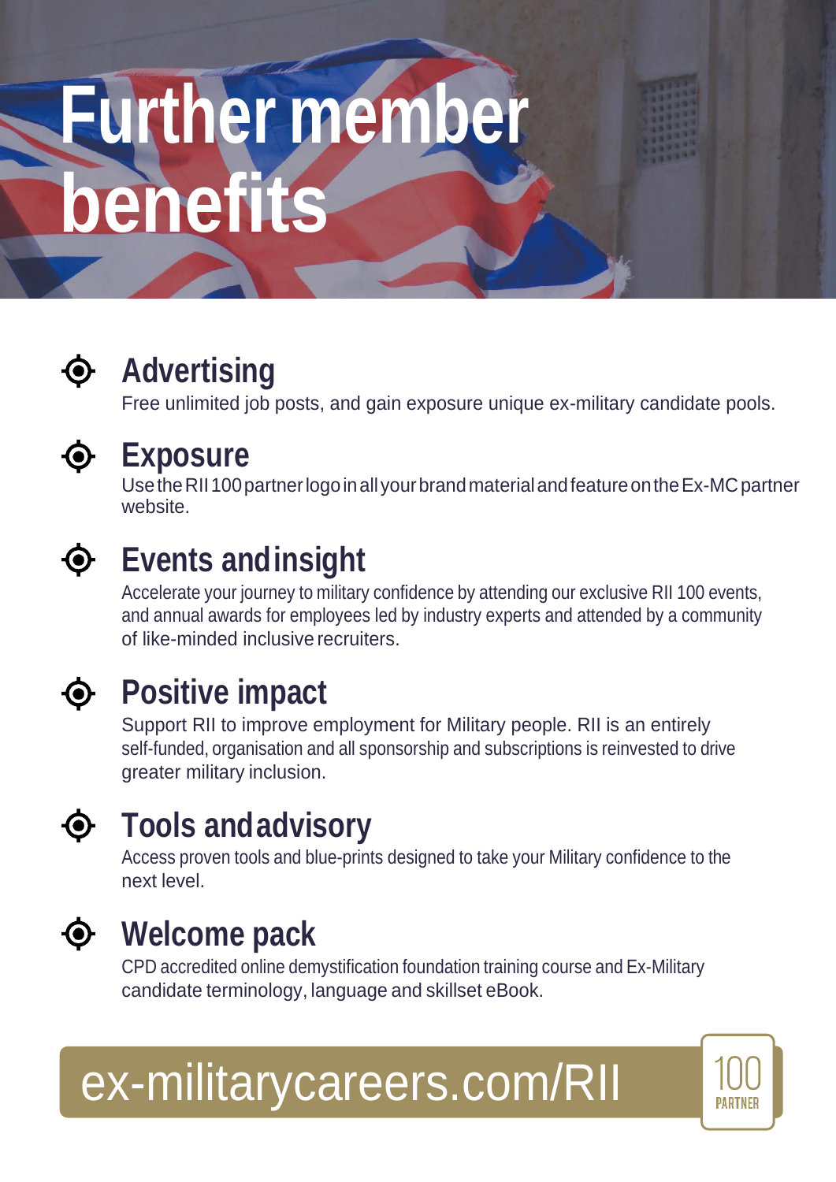# Further member benefits

## Advertising

Free unlimited job posts, and gain exposure unique ex-military candidate pools.

## Exposure

Use the RII 100 partner logo in all your brand material and feature on the Ex-MC partner website.

## Events and insight

Accelerate your journey to military confidence by attending our exclusive RII 100 events, and annual awards for employees led by industry experts and attended by a community of like-minded inclusive recruiters.

## Positive impact

Support RII to improve employment for Military people. RII is an entirely self-funded, organisation and all sponsorship and subscriptions is reinvested to drive greater military inclusion.

## Tools and advisory

Access proven tools and blue-prints designed to take your Military confidence to the next level.

## Welcome pack

CPD accredited online demystification foundation training course and Ex-Military candidate terminology, language and skillset eBook.

ex-militarycareers.com/RII

100 PARTNER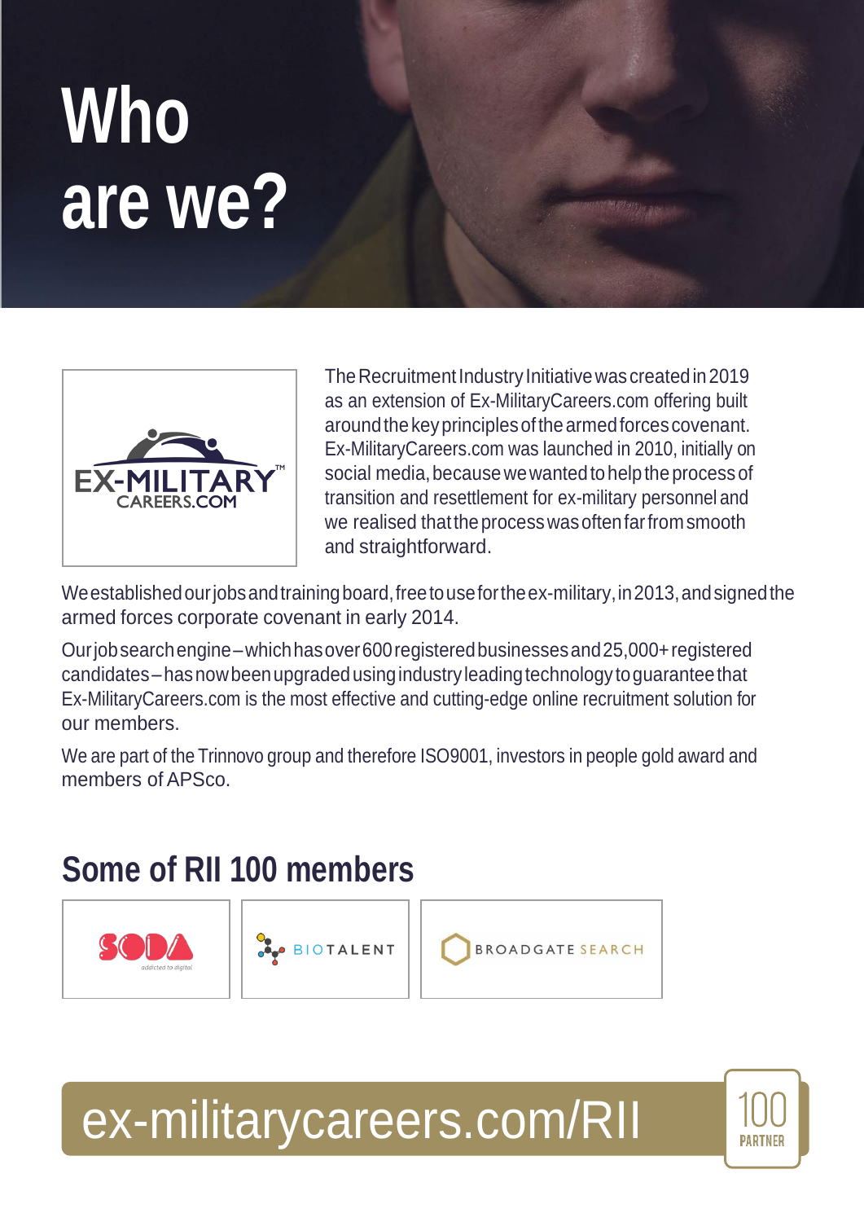# Who are we?

The Recruitment Industry Initiative was created in 2019 as an extension of Ex-MilitaryCareers.com offering built around the key principles of the armed forces covenant. Ex-MilitaryCareers.com was launched in 2010, initially on social media, because we wanted to help the process of transition and resettlement for ex-military personnel and we realised that the process was often far from smooth and straightforward.

We established our jobs and training board, free to use for the ex-military, in 2013, and signed the armed forces corporate covenant in early 2014.

Our job search engine – which has over 600 registered businesses and 25,000+ registered candidates – has now been upgraded using industry leading technology to guarantee that Ex-MilitaryCareers.com is the most effective and cutting-edge online recruitment solution for our members.

We are part of the Trinnovo group and therefore ISO9001, investors in people gold award and members of APSco.

## Some of RII 100 members

SODA · BIOTALENT · BROADGATE SEARCH

ex-militarycareers.com/RII

100 PARTNER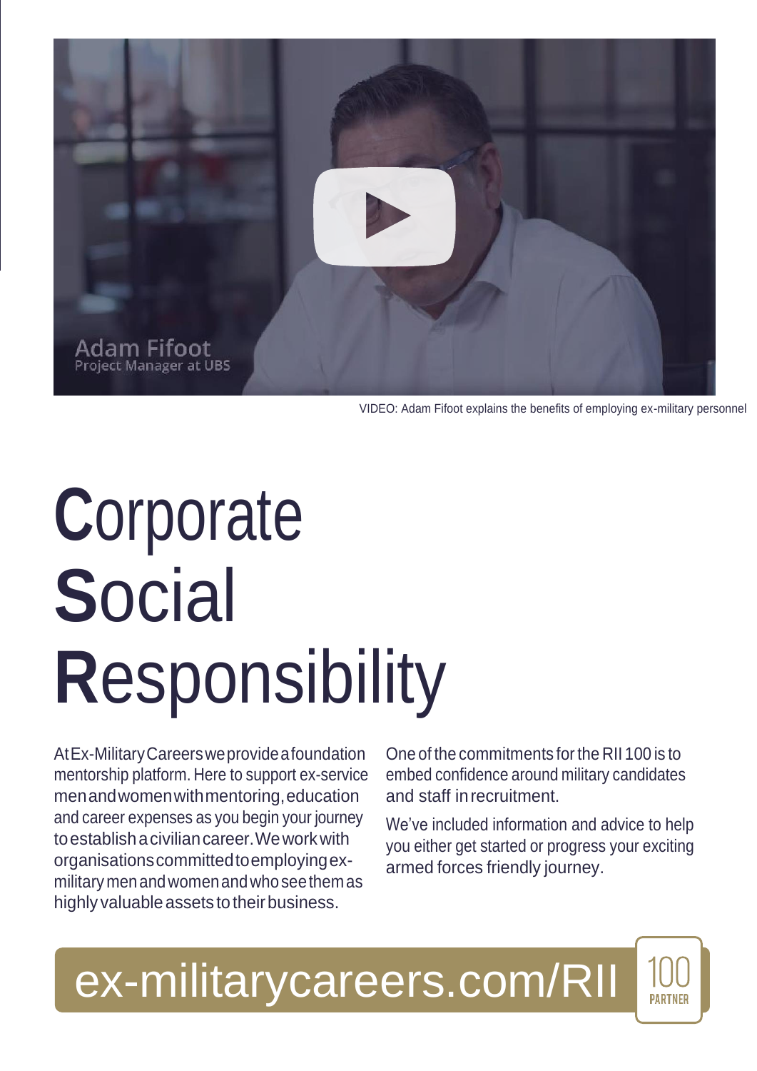Adam Fifoot
Project Manager at UBS

VIDEO: Adam Fifoot explains the benefits of employing ex-military personnel

# Corporate Social Responsibility

At Ex-Military Careers we provide a foundation mentorship platform. Here to support ex-service men and women with mentoring, education and career expenses as you begin your journey to establish a civilian career. We work with organisations committed to employing ex-military men and women and who see them as highly valuable assets to their business.

One of the commitments for the RII 100 is to embed confidence around military candidates and staff in recruitment.

We've included information and advice to help you either get started or progress your exciting armed forces friendly journey.

ex-militarycareers.com/RII

100 PARTNER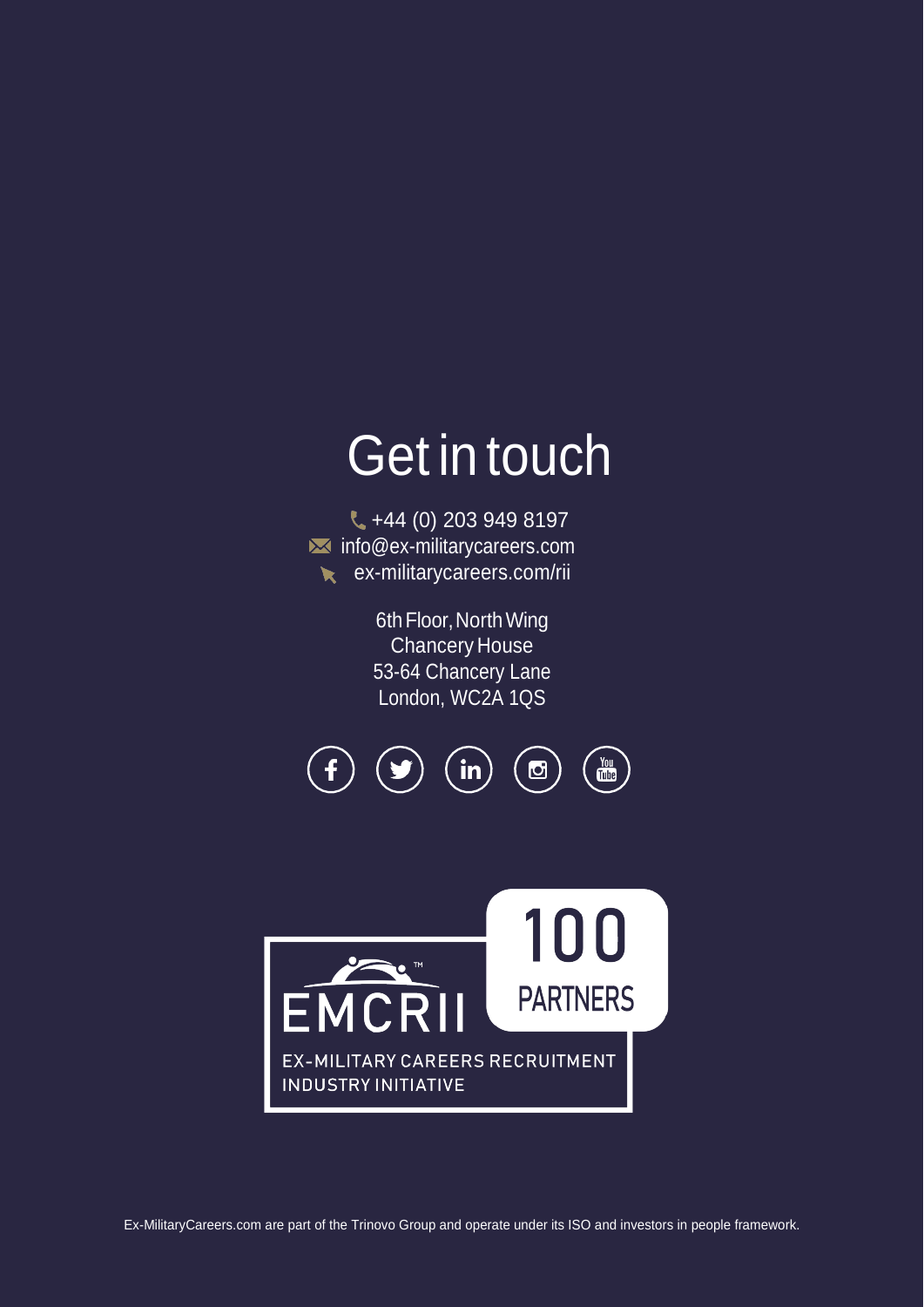# Get in touch

+44 (0) 203 949 8197

info@ex-militarycareers.com

ex-militarycareers.com/rii

6th Floor, North Wing
Chancery House
53-64 Chancery Lane
London, WC2A 1QS

EMCRII™

100 PARTNERS

EX-MILITARY CAREERS RECRUITMENT INDUSTRY INITIATIVE

Ex-MilitaryCareers.com are part of the Trinovo Group and operate under its ISO and investors in people framework.